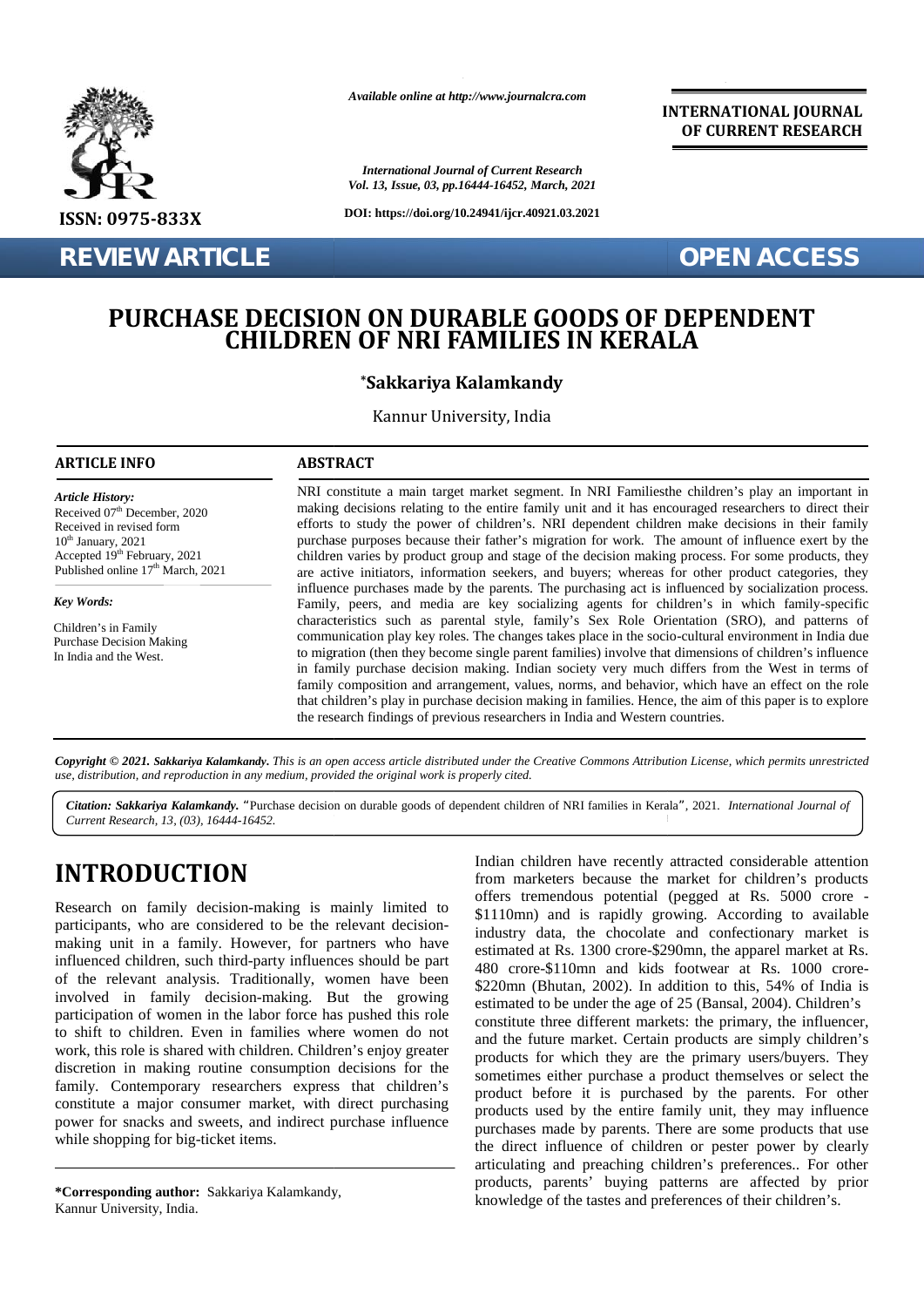Available online at http://www.journalcra.com

**INTERNATIONAL JOURNAL OF CURRENT RESEARCH**

*International Journal of Current Research*
*Vol. 13, Issue, 03, pp.16444-16452, March, 2021*

**DOI: https://doi.org/10.24941/ijcr.40921.03.2021**

**ISSN: 0975-833X**

**REVIEW ARTICLE** **OPEN ACCESS**

# PURCHASE DECISION ON DURABLE GOODS OF DEPENDENT CHILDREN OF NRI FAMILIES IN KERALA

**\*Sakkariya Kalamkandy**

Kannur University, India

## ARTICLE INFO

*Article History:*
Received 07th December, 2020
Received in revised form
10th January, 2021
Accepted 19th February, 2021
Published online 17th March, 2021

*Key Words:*
Children's in Family
Purchase Decision Making
In India and the West.

## ABSTRACT

NRI constitute a main target market segment. In NRI Familiesthe children's play an important in making decisions relating to the entire family unit and it has encouraged researchers to direct their efforts to study the power of children's. NRI dependent children make decisions in their family purchase purposes because their father's migration for work. The amount of influence exert by the children varies by product group and stage of the decision making process. For some products, they are active initiators, information seekers, and buyers; whereas for other product categories, they influence purchases made by the parents. The purchasing act is influenced by socialization process. Family, peers, and media are key socializing agents for children's in which family-specific characteristics such as parental style, family's Sex Role Orientation (SRO), and patterns of communication play key roles. The changes takes place in the socio-cultural environment in India due to migration (then they become single parent families) involve that dimensions of children's influence in family purchase decision making. Indian society very much differs from the West in terms of family composition and arrangement, values, norms, and behavior, which have an effect on the role that children's play in purchase decision making in families. Hence, the aim of this paper is to explore the research findings of previous researchers in India and Western countries.

***Copyright © 2021. Sakkariya Kalamkandy.*** *This is an open access article distributed under the Creative Commons Attribution License, which permits unrestricted use, distribution, and reproduction in any medium, provided the original work is properly cited.*

***Citation: Sakkariya Kalamkandy.*** "Purchase decision on durable goods of dependent children of NRI families in Kerala", 2021. *International Journal of Current Research, 13, (03), 16444-16452.*

# INTRODUCTION

Research on family decision-making is mainly limited to participants, who are considered to be the relevant decision-making unit in a family. However, for partners who have influenced children, such third-party influences should be part of the relevant analysis. Traditionally, women have been involved in family decision-making. But the growing participation of women in the labor force has pushed this role to shift to children. Even in families where women do not work, this role is shared with children. Children's enjoy greater discretion in making routine consumption decisions for the family. Contemporary researchers express that children's constitute a major consumer market, with direct purchasing power for snacks and sweets, and indirect purchase influence while shopping for big-ticket items.

**\*Corresponding author:** Sakkariya Kalamkandy,
Kannur University, India.

Indian children have recently attracted considerable attention from marketers because the market for children's products offers tremendous potential (pegged at Rs. 5000 crore - $1110mn) and is rapidly growing. According to available industry data, the chocolate and confectionary market is estimated at Rs. 1300 crore-$290mn, the apparel market at Rs. 480 crore-$110mn and kids footwear at Rs. 1000 crore-$220mn (Bhutan, 2002). In addition to this, 54% of India is estimated to be under the age of 25 (Bansal, 2004). Children's constitute three different markets: the primary, the influencer, and the future market. Certain products are simply children's products for which they are the primary users/buyers. They sometimes either purchase a product themselves or select the product before it is purchased by the parents. For other products used by the entire family unit, they may influence purchases made by parents. There are some products that use the direct influence of children or pester power by clearly articulating and preaching children's preferences.. For other products, parents' buying patterns are affected by prior knowledge of the tastes and preferences of their children's.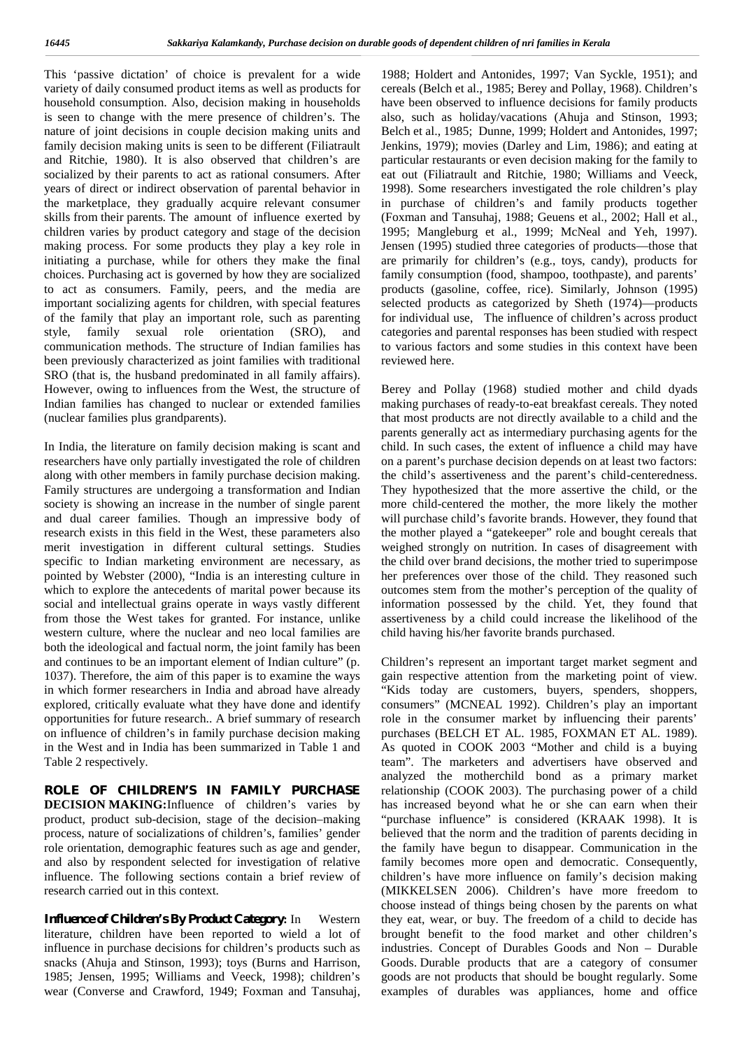This 'passive dictation' of choice is prevalent for a wide variety of daily consumed product items as well as products for household consumption. Also, decision making in households is seen to change with the mere presence of children's. The nature of joint decisions in couple decision making units and family decision making units is seen to be different (Filiatrault and Ritchie, 1980). It is also observed that children's are socialized by their parents to act as rational consumers. After years of direct or indirect observation of parental behavior in the marketplace, they gradually acquire relevant consumer skills from their parents. The amount of influence exerted by children varies by product category and stage of the decision making process. For some products they play a key role in initiating a purchase, while for others they make the final choices. Purchasing act is governed by how they are socialized to act as consumers. Family, peers, and the media are important socializing agents for children, with special features of the family that play an important role, such as parenting style, family sexual role orientation (SRO), and communication methods. The structure of Indian families has been previously characterized as joint families with traditional SRO (that is, the husband predominated in all family affairs). However, owing to influences from the West, the structure of Indian families has changed to nuclear or extended families (nuclear families plus grandparents).

In India, the literature on family decision making is scant and researchers have only partially investigated the role of children along with other members in family purchase decision making. Family structures are undergoing a transformation and Indian society is showing an increase in the number of single parent and dual career families. Though an impressive body of research exists in this field in the West, these parameters also merit investigation in different cultural settings. Studies specific to Indian marketing environment are necessary, as pointed by Webster (2000), "India is an interesting culture in which to explore the antecedents of marital power because its social and intellectual grains operate in ways vastly different from those the West takes for granted. For instance, unlike western culture, where the nuclear and neo local families are both the ideological and factual norm, the joint family has been and continues to be an important element of Indian culture" (p. 1037). Therefore, the aim of this paper is to examine the ways in which former researchers in India and abroad have already explored, critically evaluate what they have done and identify opportunities for future research.. A brief summary of research on influence of children's in family purchase decision making in the West and in India has been summarized in Table 1 and Table 2 respectively.

**ROLE OF CHILDREN'S IN FAMILY PURCHASE DECISION MAKING:** Influence of children's varies by product, product sub-decision, stage of the decision–making process, nature of socializations of children's, families' gender role orientation, demographic features such as age and gender, and also by respondent selected for investigation of relative influence. The following sections contain a brief review of research carried out in this context.

***Influence of Children's By Product Category:*** In Western literature, children have been reported to wield a lot of influence in purchase decisions for children's products such as snacks (Ahuja and Stinson, 1993); toys (Burns and Harrison, 1985; Jensen, 1995; Williams and Veeck, 1998); children's wear (Converse and Crawford, 1949; Foxman and Tansuhaj, 1988; Holdert and Antonides, 1997; Van Syckle, 1951); and cereals (Belch et al., 1985; Berey and Pollay, 1968). Children's have been observed to influence decisions for family products also, such as holiday/vacations (Ahuja and Stinson, 1993; Belch et al., 1985; Dunne, 1999; Holdert and Antonides, 1997; Jenkins, 1979); movies (Darley and Lim, 1986); and eating at particular restaurants or even decision making for the family to eat out (Filiatrault and Ritchie, 1980; Williams and Veeck, 1998). Some researchers investigated the role children's play in purchase of children's and family products together (Foxman and Tansuhaj, 1988; Geuens et al., 2002; Hall et al., 1995; Mangleburg et al., 1999; McNeal and Yeh, 1997). Jensen (1995) studied three categories of products—those that are primarily for children's (e.g., toys, candy), products for family consumption (food, shampoo, toothpaste), and parents' products (gasoline, coffee, rice). Similarly, Johnson (1995) selected products as categorized by Sheth (1974)—products for individual use, The influence of children's across product categories and parental responses has been studied with respect to various factors and some studies in this context have been reviewed here.

Berey and Pollay (1968) studied mother and child dyads making purchases of ready-to-eat breakfast cereals. They noted that most products are not directly available to a child and the parents generally act as intermediary purchasing agents for the child. In such cases, the extent of influence a child may have on a parent's purchase decision depends on at least two factors: the child's assertiveness and the parent's child-centeredness. They hypothesized that the more assertive the child, or the more child-centered the mother, the more likely the mother will purchase child's favorite brands. However, they found that the mother played a "gatekeeper" role and bought cereals that weighed strongly on nutrition. In cases of disagreement with the child over brand decisions, the mother tried to superimpose her preferences over those of the child. They reasoned such outcomes stem from the mother's perception of the quality of information possessed by the child. Yet, they found that assertiveness by a child could increase the likelihood of the child having his/her favorite brands purchased.

Children's represent an important target market segment and gain respective attention from the marketing point of view. "Kids today are customers, buyers, spenders, shoppers, consumers" (MCNEAL 1992). Children's play an important role in the consumer market by influencing their parents' purchases (BELCH ET AL. 1985, FOXMAN ET AL. 1989). As quoted in COOK 2003 "Mother and child is a buying team". The marketers and advertisers have observed and analyzed the motherchild bond as a primary market relationship (COOK 2003). The purchasing power of a child has increased beyond what he or she can earn when their "purchase influence" is considered (KRAAK 1998). It is believed that the norm and the tradition of parents deciding in the family have begun to disappear. Communication in the family becomes more open and democratic. Consequently, children's have more influence on family's decision making (MIKKELSEN 2006). Children's have more freedom to choose instead of things being chosen by the parents on what they eat, wear, or buy. The freedom of a child to decide has brought benefit to the food market and other children's industries. Concept of Durables Goods and Non – Durable Goods. Durable products that are a category of consumer goods are not products that should be bought regularly. Some examples of durables was appliances, home and office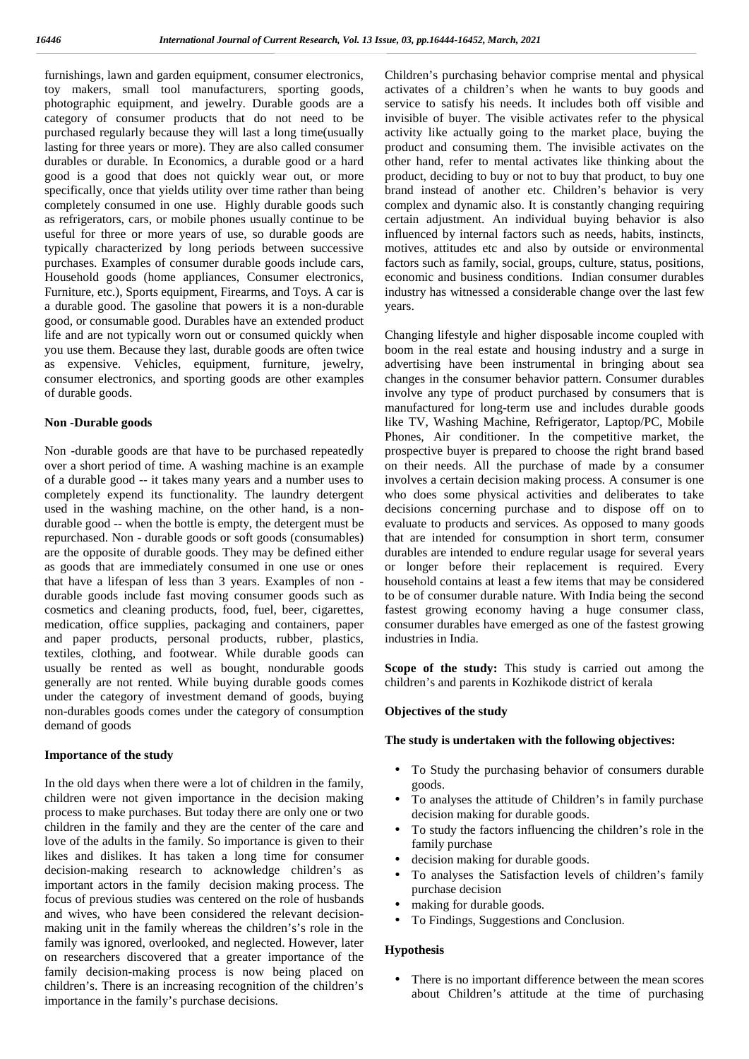furnishings, lawn and garden equipment, consumer electronics, toy makers, small tool manufacturers, sporting goods, photographic equipment, and jewelry. Durable goods are a category of consumer products that do not need to be purchased regularly because they will last a long time(usually lasting for three years or more). They are also called consumer durables or durable. In Economics, a durable good or a hard good is a good that does not quickly wear out, or more specifically, once that yields utility over time rather than being completely consumed in one use. Highly durable goods such as refrigerators, cars, or mobile phones usually continue to be useful for three or more years of use, so durable goods are typically characterized by long periods between successive purchases. Examples of consumer durable goods include cars, Household goods (home appliances, Consumer electronics, Furniture, etc.), Sports equipment, Firearms, and Toys. A car is a durable good. The gasoline that powers it is a non-durable good, or consumable good. Durables have an extended product life and are not typically worn out or consumed quickly when you use them. Because they last, durable goods are often twice as expensive. Vehicles, equipment, furniture, jewelry, consumer electronics, and sporting goods are other examples of durable goods.

**Non -Durable goods**

Non -durable goods are that have to be purchased repeatedly over a short period of time. A washing machine is an example of a durable good -- it takes many years and a number uses to completely expend its functionality. The laundry detergent used in the washing machine, on the other hand, is a non-durable good -- when the bottle is empty, the detergent must be repurchased. Non - durable goods or soft goods (consumables) are the opposite of durable goods. They may be defined either as goods that are immediately consumed in one use or ones that have a lifespan of less than 3 years. Examples of non - durable goods include fast moving consumer goods such as cosmetics and cleaning products, food, fuel, beer, cigarettes, medication, office supplies, packaging and containers, paper and paper products, personal products, rubber, plastics, textiles, clothing, and footwear. While durable goods can usually be rented as well as bought, nondurable goods generally are not rented. While buying durable goods comes under the category of investment demand of goods, buying non-durables goods comes under the category of consumption demand of goods

**Importance of the study**

In the old days when there were a lot of children in the family, children were not given importance in the decision making process to make purchases. But today there are only one or two children in the family and they are the center of the care and love of the adults in the family. So importance is given to their likes and dislikes. It has taken a long time for consumer decision-making research to acknowledge children's as important actors in the family decision making process. The focus of previous studies was centered on the role of husbands and wives, who have been considered the relevant decision-making unit in the family whereas the children's's role in the family was ignored, overlooked, and neglected. However, later on researchers discovered that a greater importance of the family decision-making process is now being placed on children's. There is an increasing recognition of the children's importance in the family's purchase decisions.

Children's purchasing behavior comprise mental and physical activates of a children's when he wants to buy goods and service to satisfy his needs. It includes both off visible and invisible of buyer. The visible activates refer to the physical activity like actually going to the market place, buying the product and consuming them. The invisible activates on the other hand, refer to mental activates like thinking about the product, deciding to buy or not to buy that product, to buy one brand instead of another etc. Children's behavior is very complex and dynamic also. It is constantly changing requiring certain adjustment. An individual buying behavior is also influenced by internal factors such as needs, habits, instincts, motives, attitudes etc and also by outside or environmental factors such as family, social, groups, culture, status, positions, economic and business conditions. Indian consumer durables industry has witnessed a considerable change over the last few years.

Changing lifestyle and higher disposable income coupled with boom in the real estate and housing industry and a surge in advertising have been instrumental in bringing about sea changes in the consumer behavior pattern. Consumer durables involve any type of product purchased by consumers that is manufactured for long-term use and includes durable goods like TV, Washing Machine, Refrigerator, Laptop/PC, Mobile Phones, Air conditioner. In the competitive market, the prospective buyer is prepared to choose the right brand based on their needs. All the purchase of made by a consumer involves a certain decision making process. A consumer is one who does some physical activities and deliberates to take decisions concerning purchase and to dispose off on to evaluate to products and services. As opposed to many goods that are intended for consumption in short term, consumer durables are intended to endure regular usage for several years or longer before their replacement is required. Every household contains at least a few items that may be considered to be of consumer durable nature. With India being the second fastest growing economy having a huge consumer class, consumer durables have emerged as one of the fastest growing industries in India.

**Scope of the study:** This study is carried out among the children's and parents in Kozhikode district of kerala

**Objectives of the study**

**The study is undertaken with the following objectives:**

- To Study the purchasing behavior of consumers durable goods.
- To analyses the attitude of Children's in family purchase decision making for durable goods.
- To study the factors influencing the children's role in the family purchase
- decision making for durable goods.
- To analyses the Satisfaction levels of children's family purchase decision
- making for durable goods.
- To Findings, Suggestions and Conclusion.

**Hypothesis**

- There is no important difference between the mean scores about Children's attitude at the time of purchasing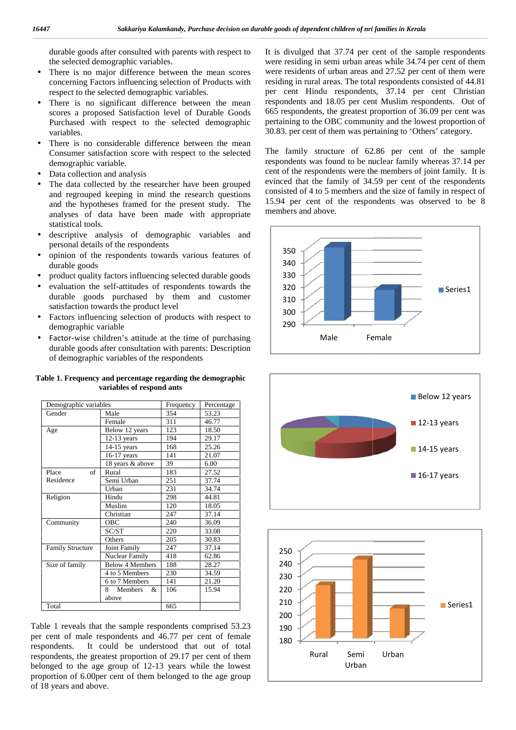durable goods after consulted with parents with respect to the selected demographic variables.

- There is no major difference between the mean scores concerning Factors influencing selection of Products with respect to the selected demographic variables.
- There is no significant difference between the mean scores a proposed Satisfaction level of Durable Goods Purchased with respect to the selected demographic variables.
- There is no considerable difference between the mean Consumer satisfaction score with respect to the selected demographic variable.
- Data collection and analysis
- The data collected by the researcher have been grouped and regrouped keeping in mind the research questions and the hypotheses framed for the present study. The analyses of data have been made with appropriate statistical tools.
- descriptive analysis of demographic variables and personal details of the respondents
- opinion of the respondents towards various features of durable goods
- product quality factors influencing selected durable goods
- evaluation the self-attitudes of respondents towards the durable goods purchased by them and customer satisfaction towards the product level
- Factors influencing selection of products with respect to demographic variable
- Factor-wise children's attitude at the time of purchasing durable goods after consultation with parents: Description of demographic variables of the respondents

**Table 1. Frequency and percentage regarding the demographic variables of respond ants**

| Demographic variables | | Frequency | Percentage |
|---|---|---|---|
| Gender | Male | 354 | 53.23 |
| | Female | 311 | 46.77 |
| Age | Below 12 years | 123 | 18.50 |
| | 12-13 years | 194 | 29.17 |
| | 14-15 years | 168 | 25.26 |
| | 16-17 years | 141 | 21.07 |
| | 18 years & above | 39 | 6.00 |
| Place of Residence | Rural | 183 | 27.52 |
| | Semi Urban | 251 | 37.74 |
| | Urban | 231 | 34.74 |
| Religion | Hindu | 298 | 44.81 |
| | Muslim | 120 | 18.05 |
| | Christian | 247 | 37.14 |
| Community | OBC | 240 | 36.09 |
| | SC/ST | 220 | 33.08 |
| | Others | 205 | 30.83 |
| Family Structure | Joint Family | 247 | 37.14 |
| | Nuclear Family | 418 | 62.86 |
| Size of family | Below 4 Members | 188 | 28.27 |
| | 4 to 5 Members | 230 | 34.59 |
| | 6 to 7 Members | 141 | 21.20 |
| | 8 Members & above | 106 | 15.94 |
| Total | | 665 | |

Table 1 reveals that the sample respondents comprised 53.23 per cent of male respondents and 46.77 per cent of female respondents. It could be understood that out of total respondents, the greatest proportion of 29.17 per cent of them belonged to the age group of 12-13 years while the lowest proportion of 6.00per cent of them belonged to the age group of 18 years and above.

It is divulged that 37.74 per cent of the sample respondents were residing in semi urban areas while 34.74 per cent of them were residents of urban areas and 27.52 per cent of them were residing in rural areas. The total respondents consisted of 44.81 per cent Hindu respondents, 37.14 per cent Christian respondents and 18.05 per cent Muslim respondents. Out of 665 respondents, the greatest proportion of 36.09 per cent was pertaining to the OBC community and the lowest proportion of 30.83. per cent of them was pertaining to 'Others' category.

The family structure of 62.86 per cent of the sample respondents was found to be nuclear family whereas 37.14 per cent of the respondents were the members of joint family. It is evinced that the family of 34.59 per cent of the respondents consisted of 4 to 5 members and the size of family in respect of 15.94 per cent of the respondents was observed to be 8 members and above.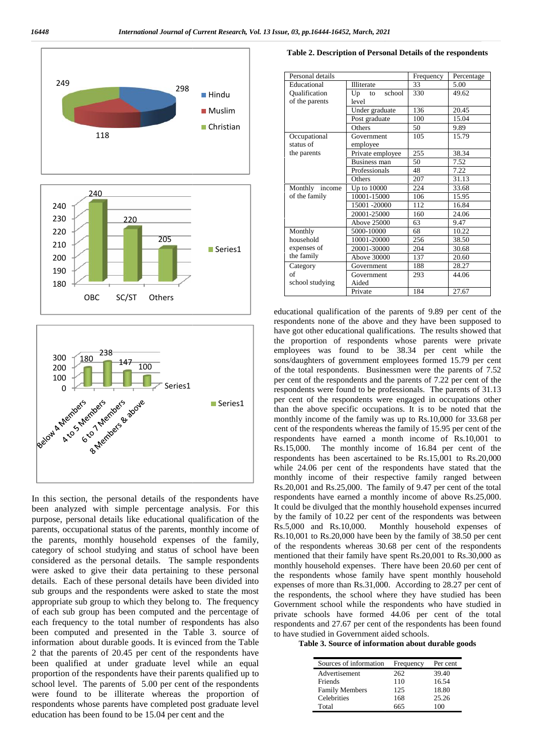249

298

118

Hindu
Muslim
Christian

240
220
205

OBC SC/ST Others

Series1

180 238 147 100

Below 4 Members 4 to 5 Members 6 to 7 Members 8 Members & above

Series1

In this section, the personal details of the respondents have been analyzed with simple percentage analysis. For this purpose, personal details like educational qualification of the parents, occupational status of the parents, monthly income of the parents, monthly household expenses of the family, category of school studying and status of school have been considered as the personal details. The sample respondents were asked to give their data pertaining to these personal details. Each of these personal details have been divided into sub groups and the respondents were asked to state the most appropriate sub group to which they belong to. The frequency of each sub group has been computed and the percentage of each frequency to the total number of respondents has also been computed and presented in the Table 3. source of information about durable goods. It is evinced from the Table 2 that the parents of 20.45 per cent of the respondents have been qualified at under graduate level while an equal proportion of the respondents have their parents qualified up to school level. The parents of 5.00 per cent of the respondents were found to be illiterate whereas the proportion of respondents whose parents have completed post graduate level education has been found to be 15.04 per cent and the

**Table 2. Description of Personal Details of the respondents**

| Personal details | | Frequency | Percentage |
|---|---|---|---|
| Educational Qualification of the parents | Illiterate | 33 | 5.00 |
| | Up to school level | 330 | 49.62 |
| | Under graduate | 136 | 20.45 |
| | Post graduate | 100 | 15.04 |
| | Others | 50 | 9.89 |
| Occupational status of the parents | Government employee | 105 | 15.79 |
| | Private employee | 255 | 38.34 |
| | Business man | 50 | 7.52 |
| | Professionals | 48 | 7.22 |
| | Others | 207 | 31.13 |
| Monthly income of the family | Up to 10000 | 224 | 33.68 |
| | 10001-15000 | 106 | 15.95 |
| | 15001 -20000 | 112 | 16.84 |
| | 20001-25000 | 160 | 24.06 |
| | Above 25000 | 63 | 9.47 |
| Monthly household expenses of the family | 5000-10000 | 68 | 10.22 |
| | 10001-20000 | 256 | 38.50 |
| | 20001-30000 | 204 | 30.68 |
| | Above 30000 | 137 | 20.60 |
| Category of school studying | Government | 188 | 28.27 |
| | Government Aided | 293 | 44.06 |
| | Private | 184 | 27.67 |

educational qualification of the parents of 9.89 per cent of the respondents none of the above and they have been supposed to have got other educational qualifications. The results showed that the proportion of respondents whose parents were private employees was found to be 38.34 per cent while the sons/daughters of government employees formed 15.79 per cent of the total respondents. Businessmen were the parents of 7.52 per cent of the respondents and the parents of 7.22 per cent of the respondents were found to be professionals. The parents of 31.13 per cent of the respondents were engaged in occupations other than the above specific occupations. It is to be noted that the monthly income of the family was up to Rs.10,000 for 33.68 per cent of the respondents whereas the family of 15.95 per cent of the respondents have earned a month income of Rs.10,001 to Rs.15,000. The monthly income of 16.84 per cent of the respondents has been ascertained to be Rs.15,001 to Rs.20,000 while 24.06 per cent of the respondents have stated that the monthly income of their respective family ranged between Rs.20,001 and Rs.25,000. The family of 9.47 per cent of the total respondents have earned a monthly income of above Rs.25,000. It could be divulged that the monthly household expenses incurred by the family of 10.22 per cent of the respondents was between Rs.5,000 and Rs.10,000. Monthly household expenses of Rs.10,001 to Rs.20,000 have been by the family of 38.50 per cent of the respondents whereas 30.68 per cent of the respondents mentioned that their family have spent Rs.20,001 to Rs.30,000 as monthly household expenses. There have been 20.60 per cent of the respondents whose family have spent monthly household expenses of more than Rs.31,000. According to 28.27 per cent of the respondents, the school where they have studied has been Government school while the respondents who have studied in private schools have formed 44.06 per cent of the total respondents and 27.67 per cent of the respondents has been found to have studied in Government aided schools.

**Table 3. Source of information about durable goods**

| Sources of information | Frequency | Per cent |
|---|---|---|
| Advertisement | 262 | 39.40 |
| Friends | 110 | 16.54 |
| Family Members | 125 | 18.80 |
| Celebrities | 168 | 25.26 |
| Total | 665 | 100 |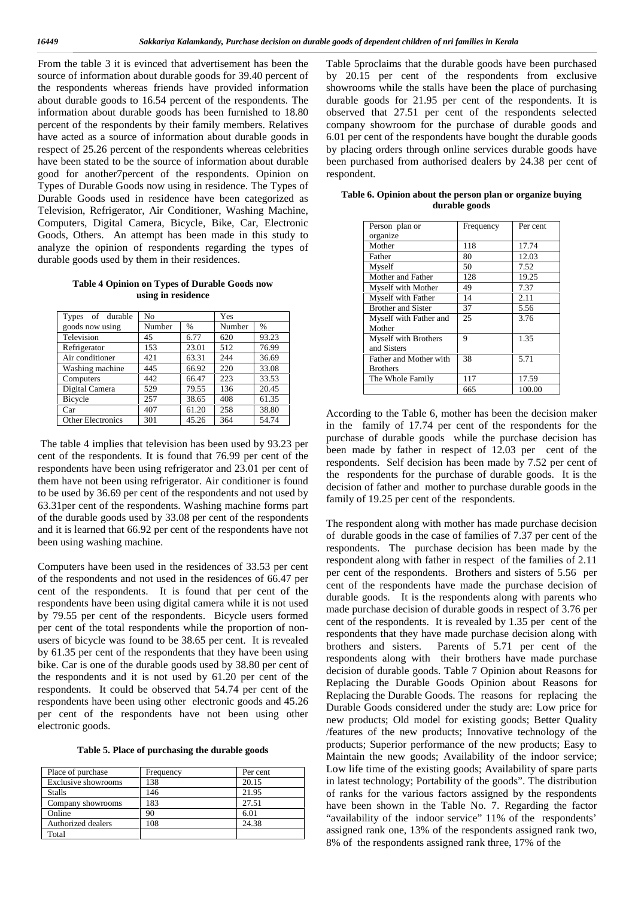From the table 3 it is evinced that advertisement has been the source of information about durable goods for 39.40 percent of the respondents whereas friends have provided information about durable goods to 16.54 percent of the respondents. The information about durable goods has been furnished to 18.80 percent of the respondents by their family members. Relatives have acted as a source of information about durable goods in respect of 25.26 percent of the respondents whereas celebrities have been stated to be the source of information about durable good for another7percent of the respondents. Opinion on Types of Durable Goods now using in residence. The Types of Durable Goods used in residence have been categorized as Television, Refrigerator, Air Conditioner, Washing Machine, Computers, Digital Camera, Bicycle, Bike, Car, Electronic Goods, Others. An attempt has been made in this study to analyze the opinion of respondents regarding the types of durable goods used by them in their residences.

**Table 4 Opinion on Types of Durable Goods now using in residence**

| Types of durable goods now using | No | | Yes | |
|---|---|---|---|---|
| | Number | % | Number | % |
| Television | 45 | 6.77 | 620 | 93.23 |
| Refrigerator | 153 | 23.01 | 512 | 76.99 |
| Air conditioner | 421 | 63.31 | 244 | 36.69 |
| Washing machine | 445 | 66.92 | 220 | 33.08 |
| Computers | 442 | 66.47 | 223 | 33.53 |
| Digital Camera | 529 | 79.55 | 136 | 20.45 |
| Bicycle | 257 | 38.65 | 408 | 61.35 |
| Car | 407 | 61.20 | 258 | 38.80 |
| Other Electronics | 301 | 45.26 | 364 | 54.74 |

The table 4 implies that television has been used by 93.23 per cent of the respondents. It is found that 76.99 per cent of the respondents have been using refrigerator and 23.01 per cent of them have not been using refrigerator. Air conditioner is found to be used by 36.69 per cent of the respondents and not used by 63.31per cent of the respondents. Washing machine forms part of the durable goods used by 33.08 per cent of the respondents and it is learned that 66.92 per cent of the respondents have not been using washing machine.

Computers have been used in the residences of 33.53 per cent of the respondents and not used in the residences of 66.47 per cent of the respondents. It is found that per cent of the respondents have been using digital camera while it is not used by 79.55 per cent of the respondents. Bicycle users formed per cent of the total respondents while the proportion of non-users of bicycle was found to be 38.65 per cent. It is revealed by 61.35 per cent of the respondents that they have been using bike. Car is one of the durable goods used by 38.80 per cent of the respondents and it is not used by 61.20 per cent of the respondents. It could be observed that 54.74 per cent of the respondents have been using other electronic goods and 45.26 per cent of the respondents have not been using other electronic goods.

**Table 5. Place of purchasing the durable goods**

| Place of purchase | Frequency | Per cent |
|---|---|---|
| Exclusive showrooms | 138 | 20.15 |
| Stalls | 146 | 21.95 |
| Company showrooms | 183 | 27.51 |
| Online | 90 | 6.01 |
| Authorized dealers | 108 | 24.38 |
| Total | | |

Table 5proclaims that the durable goods have been purchased by 20.15 per cent of the respondents from exclusive showrooms while the stalls have been the place of purchasing durable goods for 21.95 per cent of the respondents. It is observed that 27.51 per cent of the respondents selected company showroom for the purchase of durable goods and 6.01 per cent of the respondents have bought the durable goods by placing orders through online services durable goods have been purchased from authorised dealers by 24.38 per cent of respondent.

**Table 6. Opinion about the person plan or organize buying durable goods**

| Person plan or organize | Frequency | Per cent |
|---|---|---|
| Mother | 118 | 17.74 |
| Father | 80 | 12.03 |
| Myself | 50 | 7.52 |
| Mother and Father | 128 | 19.25 |
| Myself with Mother | 49 | 7.37 |
| Myself with Father | 14 | 2.11 |
| Brother and Sister | 37 | 5.56 |
| Myself with Father and Mother | 25 | 3.76 |
| Myself with Brothers and Sisters | 9 | 1.35 |
| Father and Mother with Brothers | 38 | 5.71 |
| The Whole Family | 117 | 17.59 |
| | 665 | 100.00 |

According to the Table 6, mother has been the decision maker in the family of 17.74 per cent of the respondents for the purchase of durable goods while the purchase decision has been made by father in respect of 12.03 per cent of the respondents. Self decision has been made by 7.52 per cent of the respondents for the purchase of durable goods. It is the decision of father and mother to purchase durable goods in the family of 19.25 per cent of the respondents.

The respondent along with mother has made purchase decision of durable goods in the case of families of 7.37 per cent of the respondents. The purchase decision has been made by the respondent along with father in respect of the families of 2.11 per cent of the respondents. Brothers and sisters of 5.56 per cent of the respondents have made the purchase decision of durable goods. It is the respondents along with parents who made purchase decision of durable goods in respect of 3.76 per cent of the respondents. It is revealed by 1.35 per cent of the respondents that they have made purchase decision along with brothers and sisters. Parents of 5.71 per cent of the respondents along with their brothers have made purchase decision of durable goods. Table 7 Opinion about Reasons for Replacing the Durable Goods Opinion about Reasons for Replacing the Durable Goods. The reasons for replacing the Durable Goods considered under the study are: Low price for new products; Old model for existing goods; Better Quality /features of the new products; Innovative technology of the products; Superior performance of the new products; Easy to Maintain the new goods; Availability of the indoor service; Low life time of the existing goods; Availability of spare parts in latest technology; Portability of the goods". The distribution of ranks for the various factors assigned by the respondents have been shown in the Table No. 7. Regarding the factor "availability of the indoor service" 11% of the respondents' assigned rank one, 13% of the respondents assigned rank two, 8% of the respondents assigned rank three, 17% of the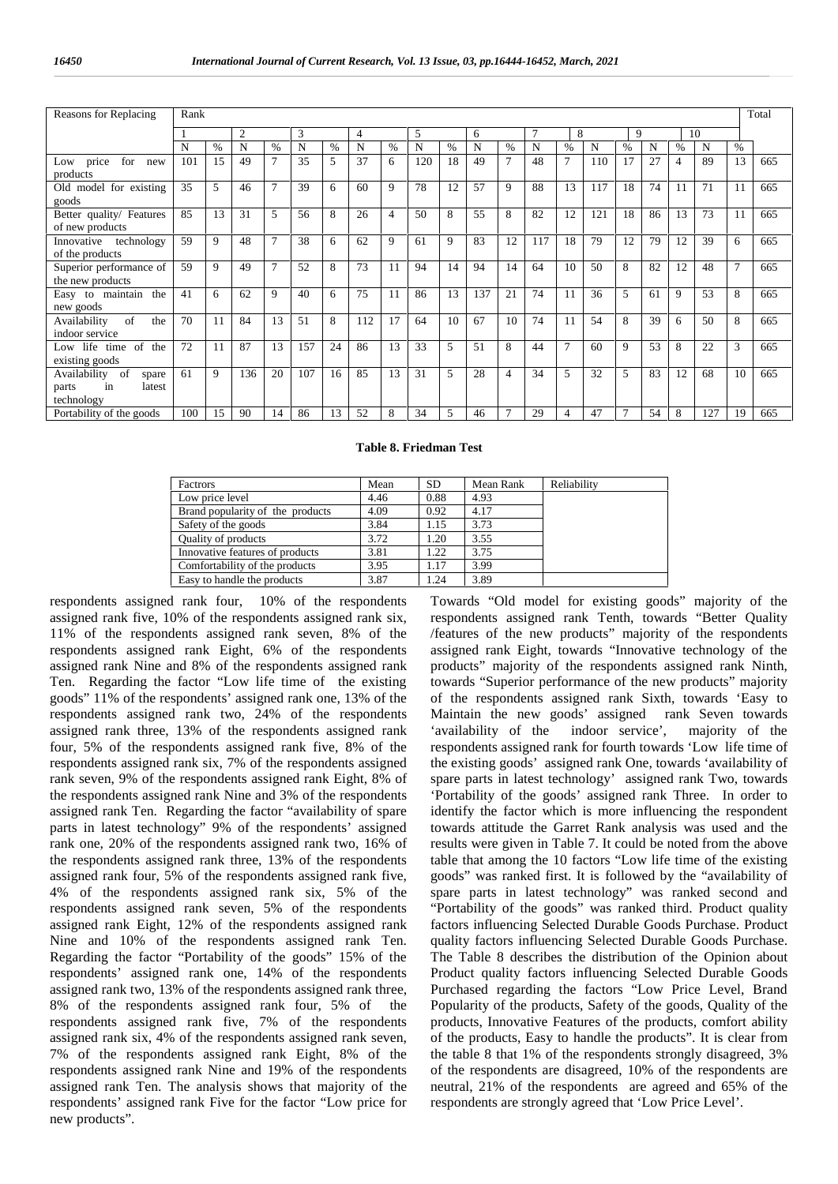| Reasons for Replacing | Rank | | | | | | | | | | | | | | | | | | | | Total |
|---|---|---|---|---|---|---|---|---|---|---|---|---|---|---|---|---|---|---|---|---|---|
| | 1 | | 2 | | 3 | | 4 | | 5 | | 6 | | 7 | | 8 | | 9 | | 10 | | |
| | N | % | N | % | N | % | N | % | N | % | N | % | N | % | N | % | N | % | N | % | |
| Low price for new products | 101 | 15 | 49 | 7 | 35 | 5 | 37 | 6 | 120 | 18 | 49 | 7 | 48 | 7 | 110 | 17 | 27 | 4 | 89 | 13 | 665 |
| Old model for existing goods | 35 | 5 | 46 | 7 | 39 | 6 | 60 | 9 | 78 | 12 | 57 | 9 | 88 | 13 | 117 | 18 | 74 | 11 | 71 | 11 | 665 |
| Better quality/ Features of new products | 85 | 13 | 31 | 5 | 56 | 8 | 26 | 4 | 50 | 8 | 55 | 8 | 82 | 12 | 121 | 18 | 86 | 13 | 73 | 11 | 665 |
| Innovative technology of the products | 59 | 9 | 48 | 7 | 38 | 6 | 62 | 9 | 61 | 9 | 83 | 12 | 117 | 18 | 79 | 12 | 79 | 12 | 39 | 6 | 665 |
| Superior performance of the new products | 59 | 9 | 49 | 7 | 52 | 8 | 73 | 11 | 94 | 14 | 94 | 14 | 64 | 10 | 50 | 8 | 82 | 12 | 48 | 7 | 665 |
| Easy to maintain the new goods | 41 | 6 | 62 | 9 | 40 | 6 | 75 | 11 | 86 | 13 | 137 | 21 | 74 | 11 | 36 | 5 | 61 | 9 | 53 | 8 | 665 |
| Availability of the indoor service | 70 | 11 | 84 | 13 | 51 | 8 | 112 | 17 | 64 | 10 | 67 | 10 | 74 | 11 | 54 | 8 | 39 | 6 | 50 | 8 | 665 |
| Low life time of the existing goods | 72 | 11 | 87 | 13 | 157 | 24 | 86 | 13 | 33 | 5 | 51 | 8 | 44 | 7 | 60 | 9 | 53 | 8 | 22 | 3 | 665 |
| Availability of spare parts in latest technology | 61 | 9 | 136 | 20 | 107 | 16 | 85 | 13 | 31 | 5 | 28 | 4 | 34 | 5 | 32 | 5 | 83 | 12 | 68 | 10 | 665 |
| Portability of the goods | 100 | 15 | 90 | 14 | 86 | 13 | 52 | 8 | 34 | 5 | 46 | 7 | 29 | 4 | 47 | 7 | 54 | 8 | 127 | 19 | 665 |

**Table 8. Friedman Test**

| Factrors | Mean | SD | Mean Rank | Reliability |
|---|---|---|---|---|
| Low price level | 4.46 | 0.88 | 4.93 | |
| Brand popularity of the products | 4.09 | 0.92 | 4.17 | |
| Safety of the goods | 3.84 | 1.15 | 3.73 | |
| Quality of products | 3.72 | 1.20 | 3.55 | |
| Innovative features of products | 3.81 | 1.22 | 3.75 | |
| Comfortability of the products | 3.95 | 1.17 | 3.99 | |
| Easy to handle the products | 3.87 | 1.24 | 3.89 | |

respondents assigned rank four, 10% of the respondents assigned rank five, 10% of the respondents assigned rank six, 11% of the respondents assigned rank seven, 8% of the respondents assigned rank Eight, 6% of the respondents assigned rank Nine and 8% of the respondents assigned rank Ten. Regarding the factor "Low life time of the existing goods" 11% of the respondents' assigned rank one, 13% of the respondents assigned rank two, 24% of the respondents assigned rank three, 13% of the respondents assigned rank four, 5% of the respondents assigned rank five, 8% of the respondents assigned rank six, 7% of the respondents assigned rank seven, 9% of the respondents assigned rank Eight, 8% of the respondents assigned rank Nine and 3% of the respondents assigned rank Ten. Regarding the factor "availability of spare parts in latest technology" 9% of the respondents' assigned rank one, 20% of the respondents assigned rank two, 16% of the respondents assigned rank three, 13% of the respondents assigned rank four, 5% of the respondents assigned rank five, 4% of the respondents assigned rank six, 5% of the respondents assigned rank seven, 5% of the respondents assigned rank Eight, 12% of the respondents assigned rank Nine and 10% of the respondents assigned rank Ten. Regarding the factor "Portability of the goods" 15% of the respondents' assigned rank one, 14% of the respondents assigned rank two, 13% of the respondents assigned rank three, 8% of the respondents assigned rank four, 5% of the respondents assigned rank five, 7% of the respondents assigned rank six, 4% of the respondents assigned rank seven, 7% of the respondents assigned rank Eight, 8% of the respondents assigned rank Nine and 19% of the respondents assigned rank Ten. The analysis shows that majority of the respondents' assigned rank Five for the factor "Low price for new products".

Towards "Old model for existing goods" majority of the respondents assigned rank Tenth, towards "Better Quality /features of the new products" majority of the respondents assigned rank Eight, towards "Innovative technology of the products" majority of the respondents assigned rank Ninth, towards "Superior performance of the new products" majority of the respondents assigned rank Sixth, towards 'Easy to Maintain the new goods' assigned rank Seven towards 'availability of the indoor service', majority of the respondents assigned rank for fourth towards 'Low life time of the existing goods' assigned rank One, towards 'availability of spare parts in latest technology' assigned rank Two, towards 'Portability of the goods' assigned rank Three. In order to identify the factor which is more influencing the respondent towards attitude the Garret Rank analysis was used and the results were given in Table 7. It could be noted from the above table that among the 10 factors "Low life time of the existing goods" was ranked first. It is followed by the "availability of spare parts in latest technology" was ranked second and "Portability of the goods" was ranked third. Product quality factors influencing Selected Durable Goods Purchase. Product quality factors influencing Selected Durable Goods Purchase. The Table 8 describes the distribution of the Opinion about Product quality factors influencing Selected Durable Goods Purchased regarding the factors "Low Price Level, Brand Popularity of the products, Safety of the goods, Quality of the products, Innovative Features of the products, comfort ability of the products, Easy to handle the products". It is clear from the table 8 that 1% of the respondents strongly disagreed, 3% of the respondents are disagreed, 10% of the respondents are neutral, 21% of the respondents are agreed and 65% of the respondents are strongly agreed that 'Low Price Level'.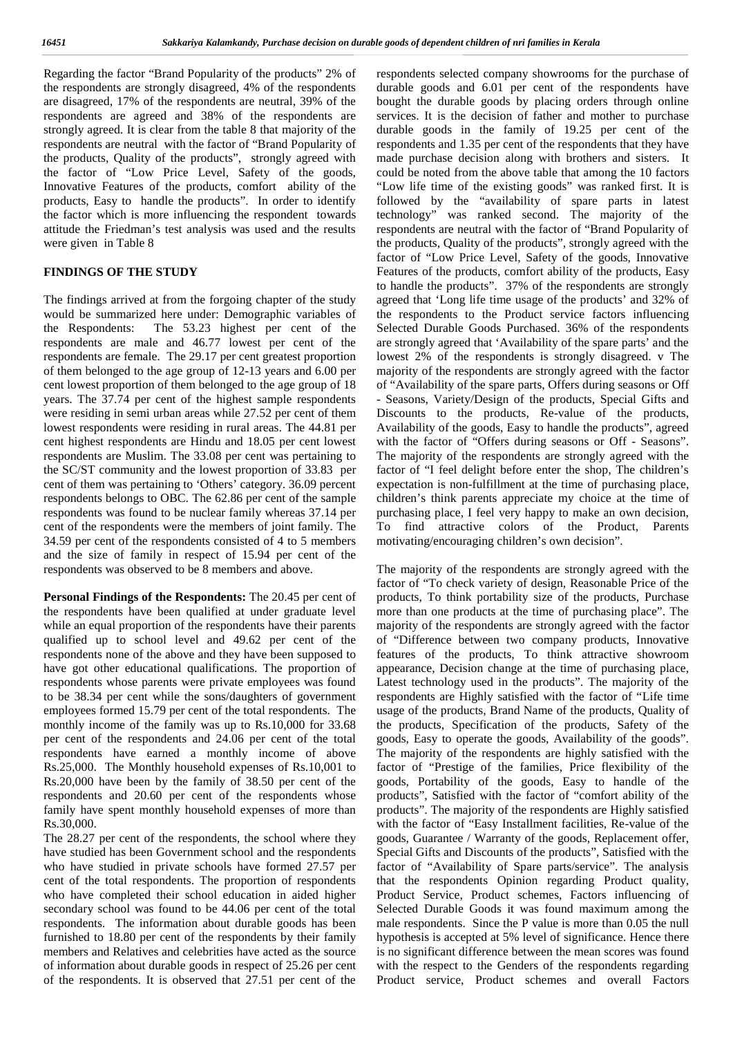Regarding the factor "Brand Popularity of the products" 2% of the respondents are strongly disagreed, 4% of the respondents are disagreed, 17% of the respondents are neutral, 39% of the respondents are agreed and 38% of the respondents are strongly agreed. It is clear from the table 8 that majority of the respondents are neutral with the factor of "Brand Popularity of the products, Quality of the products", strongly agreed with the factor of "Low Price Level, Safety of the goods, Innovative Features of the products, comfort ability of the products, Easy to handle the products". In order to identify the factor which is more influencing the respondent towards attitude the Friedman's test analysis was used and the results were given in Table 8

## FINDINGS OF THE STUDY

The findings arrived at from the forgoing chapter of the study would be summarized here under: Demographic variables of the Respondents: The 53.23 highest per cent of the respondents are male and 46.77 lowest per cent of the respondents are female. The 29.17 per cent greatest proportion of them belonged to the age group of 12-13 years and 6.00 per cent lowest proportion of them belonged to the age group of 18 years. The 37.74 per cent of the highest sample respondents were residing in semi urban areas while 27.52 per cent of them lowest respondents were residing in rural areas. The 44.81 per cent highest respondents are Hindu and 18.05 per cent lowest respondents are Muslim. The 33.08 per cent was pertaining to the SC/ST community and the lowest proportion of 33.83 per cent of them was pertaining to 'Others' category. 36.09 percent respondents belongs to OBC. The 62.86 per cent of the sample respondents was found to be nuclear family whereas 37.14 per cent of the respondents were the members of joint family. The 34.59 per cent of the respondents consisted of 4 to 5 members and the size of family in respect of 15.94 per cent of the respondents was observed to be 8 members and above.

**Personal Findings of the Respondents:** The 20.45 per cent of the respondents have been qualified at under graduate level while an equal proportion of the respondents have their parents qualified up to school level and 49.62 per cent of the respondents none of the above and they have been supposed to have got other educational qualifications. The proportion of respondents whose parents were private employees was found to be 38.34 per cent while the sons/daughters of government employees formed 15.79 per cent of the total respondents. The monthly income of the family was up to Rs.10,000 for 33.68 per cent of the respondents and 24.06 per cent of the total respondents have earned a monthly income of above Rs.25,000. The Monthly household expenses of Rs.10,001 to Rs.20,000 have been by the family of 38.50 per cent of the respondents and 20.60 per cent of the respondents whose family have spent monthly household expenses of more than Rs.30,000.

The 28.27 per cent of the respondents, the school where they have studied has been Government school and the respondents who have studied in private schools have formed 27.57 per cent of the total respondents. The proportion of respondents who have completed their school education in aided higher secondary school was found to be 44.06 per cent of the total respondents. The information about durable goods has been furnished to 18.80 per cent of the respondents by their family members and Relatives and celebrities have acted as the source of information about durable goods in respect of 25.26 per cent of the respondents. It is observed that 27.51 per cent of the respondents selected company showrooms for the purchase of durable goods and 6.01 per cent of the respondents have bought the durable goods by placing orders through online services. It is the decision of father and mother to purchase durable goods in the family of 19.25 per cent of the respondents and 1.35 per cent of the respondents that they have made purchase decision along with brothers and sisters. It could be noted from the above table that among the 10 factors "Low life time of the existing goods" was ranked first. It is followed by the "availability of spare parts in latest technology" was ranked second. The majority of the respondents are neutral with the factor of "Brand Popularity of the products, Quality of the products", strongly agreed with the factor of "Low Price Level, Safety of the goods, Innovative Features of the products, comfort ability of the products, Easy to handle the products". 37% of the respondents are strongly agreed that 'Long life time usage of the products' and 32% of the respondents to the Product service factors influencing Selected Durable Goods Purchased. 36% of the respondents are strongly agreed that 'Availability of the spare parts' and the lowest 2% of the respondents is strongly disagreed. v The majority of the respondents are strongly agreed with the factor of "Availability of the spare parts, Offers during seasons or Off - Seasons, Variety/Design of the products, Special Gifts and Discounts to the products, Re-value of the products, Availability of the goods, Easy to handle the products", agreed with the factor of "Offers during seasons or Off - Seasons". The majority of the respondents are strongly agreed with the factor of "I feel delight before enter the shop, The children's expectation is non-fulfillment at the time of purchasing place, children's think parents appreciate my choice at the time of purchasing place, I feel very happy to make an own decision, To find attractive colors of the Product, Parents motivating/encouraging children's own decision".

The majority of the respondents are strongly agreed with the factor of "To check variety of design, Reasonable Price of the products, To think portability size of the products, Purchase more than one products at the time of purchasing place". The majority of the respondents are strongly agreed with the factor of "Difference between two company products, Innovative features of the products, To think attractive showroom appearance, Decision change at the time of purchasing place, Latest technology used in the products". The majority of the respondents are Highly satisfied with the factor of "Life time usage of the products, Brand Name of the products, Quality of the products, Specification of the products, Safety of the goods, Easy to operate the goods, Availability of the goods". The majority of the respondents are highly satisfied with the factor of "Prestige of the families, Price flexibility of the goods, Portability of the goods, Easy to handle of the products", Satisfied with the factor of "comfort ability of the products". The majority of the respondents are Highly satisfied with the factor of "Easy Installment facilities, Re-value of the goods, Guarantee / Warranty of the goods, Replacement offer, Special Gifts and Discounts of the products", Satisfied with the factor of "Availability of Spare parts/service". The analysis that the respondents Opinion regarding Product quality, Product Service, Product schemes, Factors influencing of Selected Durable Goods it was found maximum among the male respondents. Since the P value is more than 0.05 the null hypothesis is accepted at 5% level of significance. Hence there is no significant difference between the mean scores was found with the respect to the Genders of the respondents regarding Product service, Product schemes and overall Factors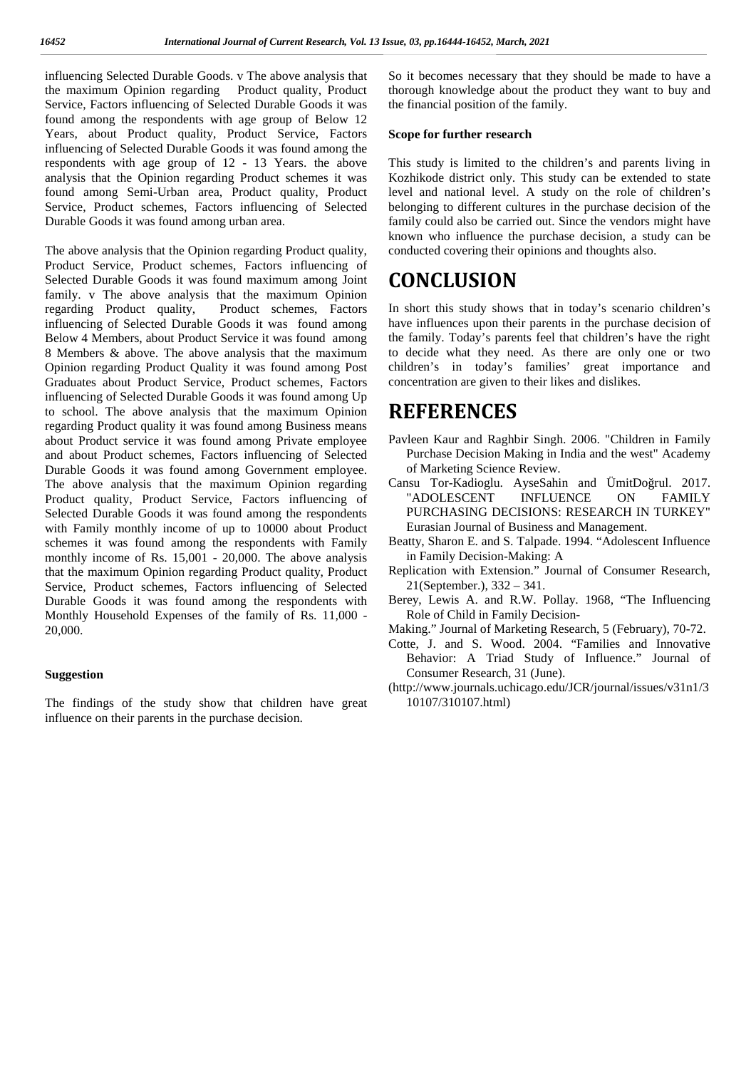influencing Selected Durable Goods. v The above analysis that the maximum Opinion regarding Product quality, Product Service, Factors influencing of Selected Durable Goods it was found among the respondents with age group of Below 12 Years, about Product quality, Product Service, Factors influencing of Selected Durable Goods it was found among the respondents with age group of 12 - 13 Years. the above analysis that the Opinion regarding Product schemes it was found among Semi-Urban area, Product quality, Product Service, Product schemes, Factors influencing of Selected Durable Goods it was found among urban area.

The above analysis that the Opinion regarding Product quality, Product Service, Product schemes, Factors influencing of Selected Durable Goods it was found maximum among Joint family. v The above analysis that the maximum Opinion regarding Product quality, Product schemes, Factors influencing of Selected Durable Goods it was found among Below 4 Members, about Product Service it was found among 8 Members & above. The above analysis that the maximum Opinion regarding Product Quality it was found among Post Graduates about Product Service, Product schemes, Factors influencing of Selected Durable Goods it was found among Up to school. The above analysis that the maximum Opinion regarding Product quality it was found among Business means about Product service it was found among Private employee and about Product schemes, Factors influencing of Selected Durable Goods it was found among Government employee. The above analysis that the maximum Opinion regarding Product quality, Product Service, Factors influencing of Selected Durable Goods it was found among the respondents with Family monthly income of up to 10000 about Product schemes it was found among the respondents with Family monthly income of Rs. 15,001 - 20,000. The above analysis that the maximum Opinion regarding Product quality, Product Service, Product schemes, Factors influencing of Selected Durable Goods it was found among the respondents with Monthly Household Expenses of the family of Rs. 11,000 - 20,000.

### Suggestion

The findings of the study show that children have great influence on their parents in the purchase decision. So it becomes necessary that they should be made to have a thorough knowledge about the product they want to buy and the financial position of the family.

### Scope for further research

This study is limited to the children's and parents living in Kozhikode district only. This study can be extended to state level and national level. A study on the role of children's belonging to different cultures in the purchase decision of the family could also be carried out. Since the vendors might have known who influence the purchase decision, a study can be conducted covering their opinions and thoughts also.

## CONCLUSION

In short this study shows that in today's scenario children's have influences upon their parents in the purchase decision of the family. Today's parents feel that children's have the right to decide what they need. As there are only one or two children's in today's families' great importance and concentration are given to their likes and dislikes.

## REFERENCES

- Pavleen Kaur and Raghbir Singh. 2006. "Children in Family Purchase Decision Making in India and the west" Academy of Marketing Science Review.
- Cansu Tor-Kadioglu. AyseSahin and ÜmitDoğrul. 2017. "ADOLESCENT INFLUENCE ON FAMILY PURCHASING DECISIONS: RESEARCH IN TURKEY" Eurasian Journal of Business and Management.
- Beatty, Sharon E. and S. Talpade. 1994. "Adolescent Influence in Family Decision-Making: A Replication with Extension." Journal of Consumer Research, 21(September.), 332 – 341.
- Berey, Lewis A. and R.W. Pollay. 1968, "The Influencing Role of Child in Family Decision-Making." Journal of Marketing Research, 5 (February), 70-72.
- Cotte, J. and S. Wood. 2004. "Families and Innovative Behavior: A Triad Study of Influence." Journal of Consumer Research, 31 (June). (http://www.journals.uchicago.edu/JCR/journal/issues/v31n1/310107/310107.html)